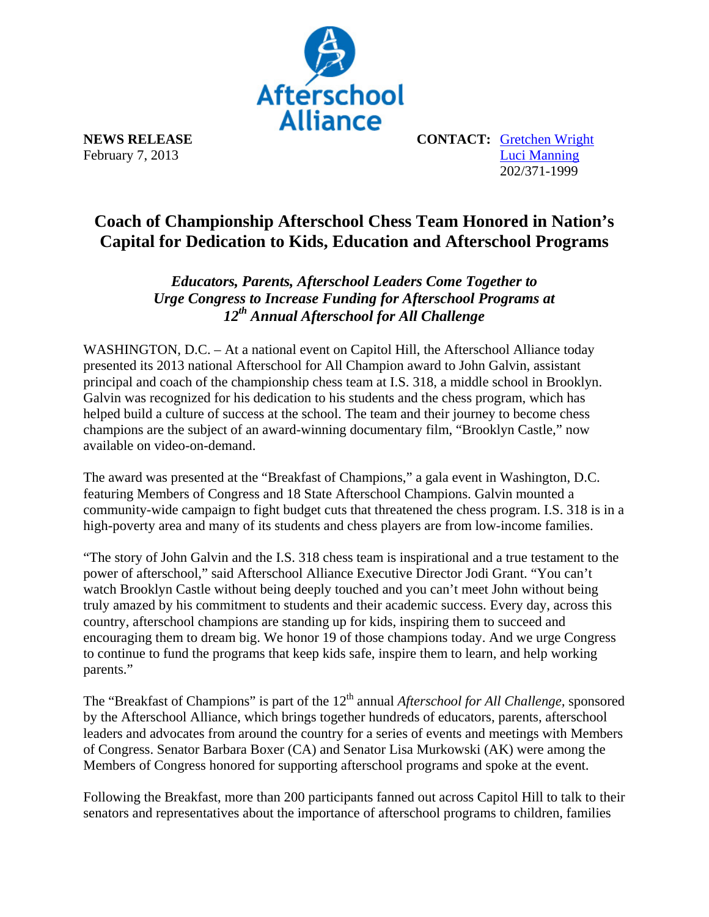Afterschool Alliance

**NEWS RELEASE**
February 7, 2013

**CONTACT:** [Gretchen Wright](#)
[Luci Manning](#)
202/371-1999

# Coach of Championship Afterschool Chess Team Honored in Nation's Capital for Dedication to Kids, Education and Afterschool Programs

### *Educators, Parents, Afterschool Leaders Come Together to Urge Congress to Increase Funding for Afterschool Programs at 12th Annual Afterschool for All Challenge*

WASHINGTON, D.C. – At a national event on Capitol Hill, the Afterschool Alliance today presented its 2013 national Afterschool for All Champion award to John Galvin, assistant principal and coach of the championship chess team at I.S. 318, a middle school in Brooklyn. Galvin was recognized for his dedication to his students and the chess program, which has helped build a culture of success at the school. The team and their journey to become chess champions are the subject of an award-winning documentary film, "Brooklyn Castle," now available on video-on-demand.

The award was presented at the "Breakfast of Champions," a gala event in Washington, D.C. featuring Members of Congress and 18 State Afterschool Champions. Galvin mounted a community-wide campaign to fight budget cuts that threatened the chess program. I.S. 318 is in a high-poverty area and many of its students and chess players are from low-income families.

"The story of John Galvin and the I.S. 318 chess team is inspirational and a true testament to the power of afterschool," said Afterschool Alliance Executive Director Jodi Grant. "You can't watch Brooklyn Castle without being deeply touched and you can't meet John without being truly amazed by his commitment to students and their academic success. Every day, across this country, afterschool champions are standing up for kids, inspiring them to succeed and encouraging them to dream big. We honor 19 of those champions today. And we urge Congress to continue to fund the programs that keep kids safe, inspire them to learn, and help working parents."

The "Breakfast of Champions" is part of the 12th annual *Afterschool for All Challenge,* sponsored by the Afterschool Alliance, which brings together hundreds of educators, parents, afterschool leaders and advocates from around the country for a series of events and meetings with Members of Congress. Senator Barbara Boxer (CA) and Senator Lisa Murkowski (AK) were among the Members of Congress honored for supporting afterschool programs and spoke at the event.

Following the Breakfast, more than 200 participants fanned out across Capitol Hill to talk to their senators and representatives about the importance of afterschool programs to children, families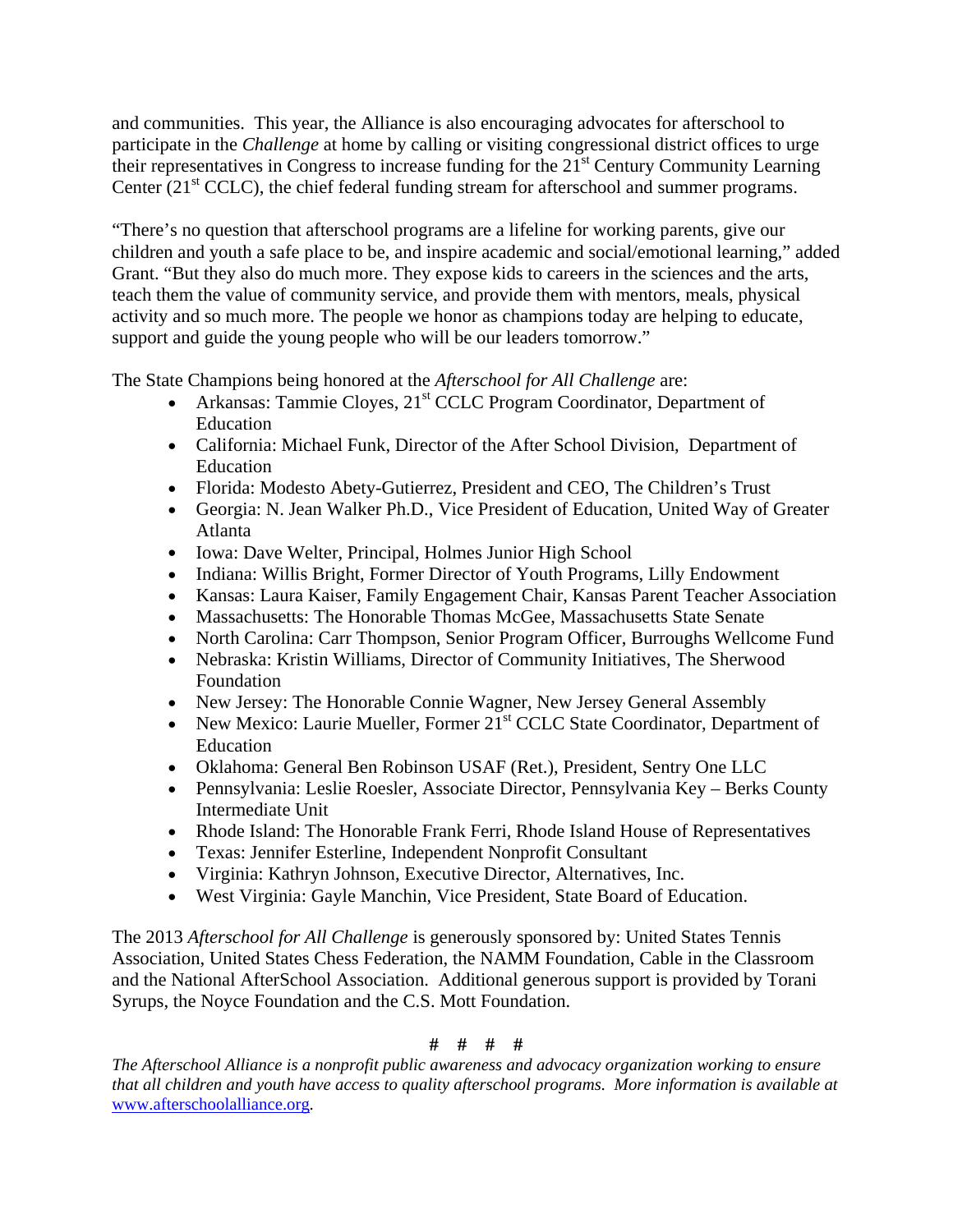and communities. This year, the Alliance is also encouraging advocates for afterschool to participate in the *Challenge* at home by calling or visiting congressional district offices to urge their representatives in Congress to increase funding for the 21st Century Community Learning Center (21st CCLC), the chief federal funding stream for afterschool and summer programs.

"There's no question that afterschool programs are a lifeline for working parents, give our children and youth a safe place to be, and inspire academic and social/emotional learning," added Grant. "But they also do much more. They expose kids to careers in the sciences and the arts, teach them the value of community service, and provide them with mentors, meals, physical activity and so much more. The people we honor as champions today are helping to educate, support and guide the young people who will be our leaders tomorrow."

The State Champions being honored at the *Afterschool for All Challenge* are:

- Arkansas: Tammie Cloyes, 21st CCLC Program Coordinator, Department of Education
- California: Michael Funk, Director of the After School Division, Department of Education
- Florida: Modesto Abety-Gutierrez, President and CEO, The Children's Trust
- Georgia: N. Jean Walker Ph.D., Vice President of Education, United Way of Greater Atlanta
- Iowa: Dave Welter, Principal, Holmes Junior High School
- Indiana: Willis Bright, Former Director of Youth Programs, Lilly Endowment
- Kansas: Laura Kaiser, Family Engagement Chair, Kansas Parent Teacher Association
- Massachusetts: The Honorable Thomas McGee, Massachusetts State Senate
- North Carolina: Carr Thompson, Senior Program Officer, Burroughs Wellcome Fund
- Nebraska: Kristin Williams, Director of Community Initiatives, The Sherwood Foundation
- New Jersey: The Honorable Connie Wagner, New Jersey General Assembly
- New Mexico: Laurie Mueller, Former 21st CCLC State Coordinator, Department of Education
- Oklahoma: General Ben Robinson USAF (Ret.), President, Sentry One LLC
- Pennsylvania: Leslie Roesler, Associate Director, Pennsylvania Key – Berks County Intermediate Unit
- Rhode Island: The Honorable Frank Ferri, Rhode Island House of Representatives
- Texas: Jennifer Esterline, Independent Nonprofit Consultant
- Virginia: Kathryn Johnson, Executive Director, Alternatives, Inc.
- West Virginia: Gayle Manchin, Vice President, State Board of Education.

The 2013 *Afterschool for All Challenge* is generously sponsored by: United States Tennis Association, United States Chess Federation, the NAMM Foundation, Cable in the Classroom and the National AfterSchool Association. Additional generous support is provided by Torani Syrups, the Noyce Foundation and the C.S. Mott Foundation.

# # # #

*The Afterschool Alliance is a nonprofit public awareness and advocacy organization working to ensure that all children and youth have access to quality afterschool programs. More information is available at* [www.afterschoolalliance.org](http://www.afterschoolalliance.org)*.*